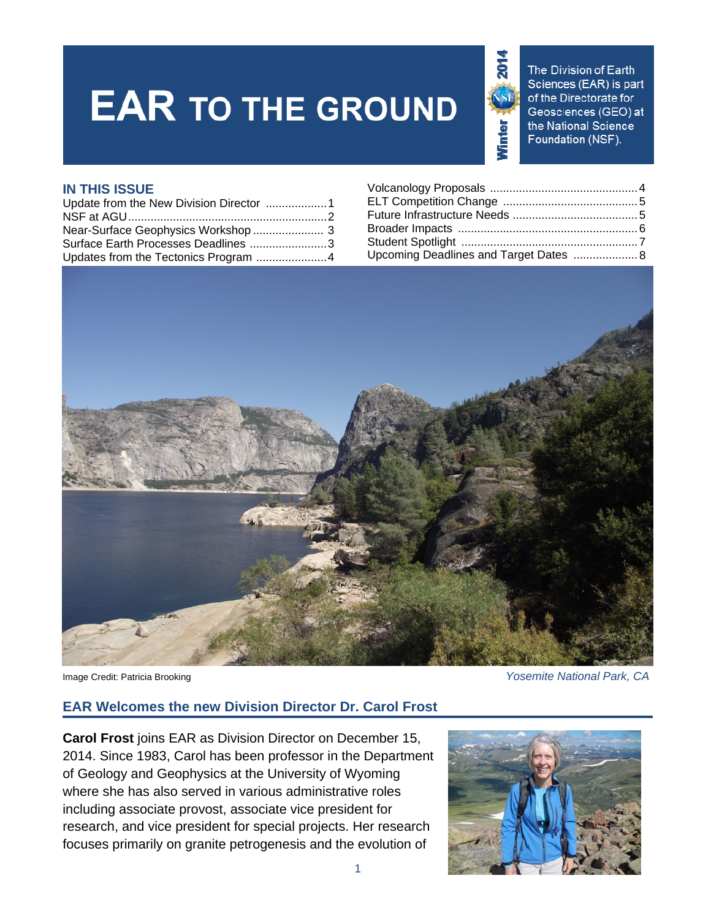# EAR TO THE GROUND

Winter 2014

The Division of Earth Sciences (EAR) is part of the Directorate for Geosciences (GEO) at the National Science Foundation (NSF).

## IN THIS ISSUE

- Update from the New Division Director ................... 1
- NSF at AGU .................................................. 2
- Near-Surface Geophysics Workshop ...................... 3
- Surface Earth Processes Deadlines ........................ 3
- Updates from the Tectonics Program ...................... 4
- Volcanology Proposals .............................................. 4
- ELT Competition Change .......................................... 5
- Future Infrastructure Needs ....................................... 5
- Broader Impacts ........................................................ 6
- Student Spotlight ....................................................... 7
- Upcoming Deadlines and Target Dates .................... 8

Image Credit: Patricia Brooking

*Yosemite National Park, CA*

## EAR Welcomes the new Division Director Dr. Carol Frost

**Carol Frost** joins EAR as Division Director on December 15, 2014. Since 1983, Carol has been professor in the Department of Geology and Geophysics at the University of Wyoming where she has also served in various administrative roles including associate provost, associate vice president for research, and vice president for special projects. Her research focuses primarily on granite petrogenesis and the evolution of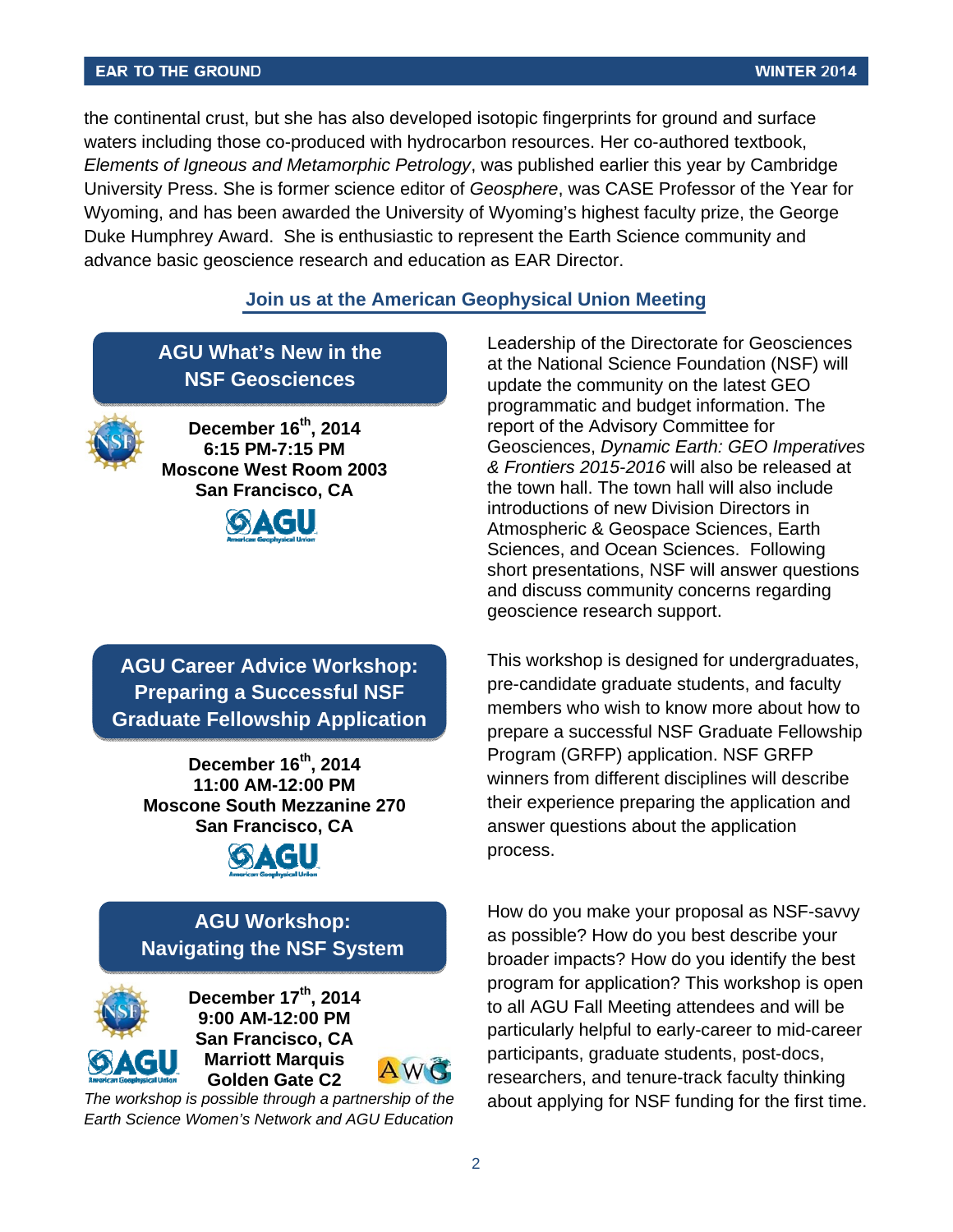the continental crust, but she has also developed isotopic fingerprints for ground and surface waters including those co-produced with hydrocarbon resources. Her co-authored textbook, *Elements of Igneous and Metamorphic Petrology*, was published earlier this year by Cambridge University Press. She is former science editor of *Geosphere*, was CASE Professor of the Year for Wyoming, and has been awarded the University of Wyoming's highest faculty prize, the George Duke Humphrey Award. She is enthusiastic to represent the Earth Science community and advance basic geoscience research and education as EAR Director.

## Join us at the American Geophysical Union Meeting

### AGU What's New in the NSF Geosciences

**December 16th, 2014**
**6:15 PM-7:15 PM**
**Moscone West Room 2003**
**San Francisco, CA**

Leadership of the Directorate for Geosciences at the National Science Foundation (NSF) will update the community on the latest GEO programmatic and budget information. The report of the Advisory Committee for Geosciences, *Dynamic Earth: GEO Imperatives & Frontiers 2015-2016* will also be released at the town hall. The town hall will also include introductions of new Division Directors in Atmospheric & Geospace Sciences, Earth Sciences, and Ocean Sciences. Following short presentations, NSF will answer questions and discuss community concerns regarding geoscience research support.

### AGU Career Advice Workshop: Preparing a Successful NSF Graduate Fellowship Application

**December 16th, 2014**
**11:00 AM-12:00 PM**
**Moscone South Mezzanine 270**
**San Francisco, CA**

This workshop is designed for undergraduates, pre-candidate graduate students, and faculty members who wish to know more about how to prepare a successful NSF Graduate Fellowship Program (GRFP) application. NSF GRFP winners from different disciplines will describe their experience preparing the application and answer questions about the application process.

### AGU Workshop: Navigating the NSF System

**December 17th, 2014**
**9:00 AM-12:00 PM**
**San Francisco, CA**
**Marriott Marquis**
**Golden Gate C2**

*The workshop is possible through a partnership of the Earth Science Women's Network and AGU Education*

How do you make your proposal as NSF-savvy as possible? How do you best describe your broader impacts? How do you identify the best program for application? This workshop is open to all AGU Fall Meeting attendees and will be particularly helpful to early-career to mid-career participants, graduate students, post-docs, researchers, and tenure-track faculty thinking about applying for NSF funding for the first time.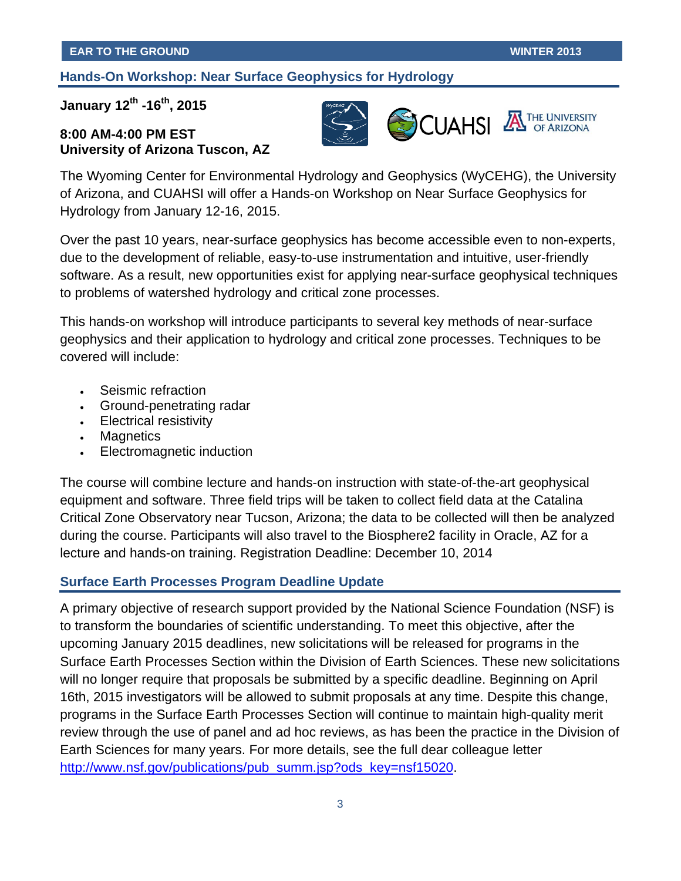## Hands-On Workshop: Near Surface Geophysics for Hydrology

**January 12th -16th, 2015**

**8:00 AM-4:00 PM EST**
**University of Arizona Tuscon, AZ**

The Wyoming Center for Environmental Hydrology and Geophysics (WyCEHG), the University of Arizona, and CUAHSI will offer a Hands-on Workshop on Near Surface Geophysics for Hydrology from January 12-16, 2015.

Over the past 10 years, near-surface geophysics has become accessible even to non-experts, due to the development of reliable, easy-to-use instrumentation and intuitive, user-friendly software. As a result, new opportunities exist for applying near-surface geophysical techniques to problems of watershed hydrology and critical zone processes.

This hands-on workshop will introduce participants to several key methods of near-surface geophysics and their application to hydrology and critical zone processes. Techniques to be covered will include:

- Seismic refraction
- Ground-penetrating radar
- Electrical resistivity
- Magnetics
- Electromagnetic induction

The course will combine lecture and hands-on instruction with state-of-the-art geophysical equipment and software. Three field trips will be taken to collect field data at the Catalina Critical Zone Observatory near Tucson, Arizona; the data to be collected will then be analyzed during the course. Participants will also travel to the Biosphere2 facility in Oracle, AZ for a lecture and hands-on training. Registration Deadline: December 10, 2014

## Surface Earth Processes Program Deadline Update

A primary objective of research support provided by the National Science Foundation (NSF) is to transform the boundaries of scientific understanding. To meet this objective, after the upcoming January 2015 deadlines, new solicitations will be released for programs in the Surface Earth Processes Section within the Division of Earth Sciences. These new solicitations will no longer require that proposals be submitted by a specific deadline. Beginning on April 16th, 2015 investigators will be allowed to submit proposals at any time. Despite this change, programs in the Surface Earth Processes Section will continue to maintain high-quality merit review through the use of panel and ad hoc reviews, as has been the practice in the Division of Earth Sciences for many years. For more details, see the full dear colleague letter http://www.nsf.gov/publications/pub_summ.jsp?ods_key=nsf15020.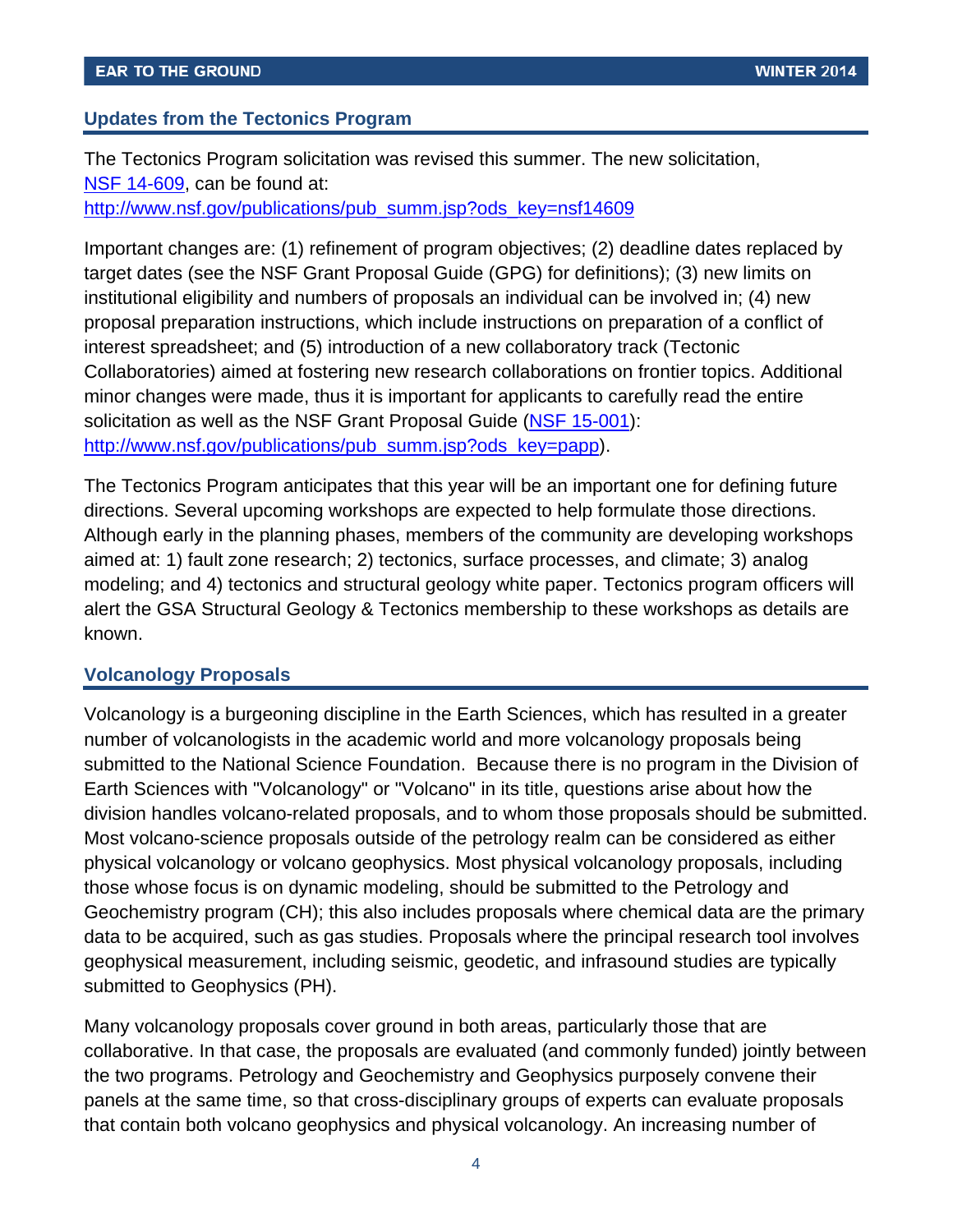## Updates from the Tectonics Program

The Tectonics Program solicitation was revised this summer. The new solicitation, [NSF 14-609](http://www.nsf.gov/publications/pub_summ.jsp?ods_key=nsf14609), can be found at: [http://www.nsf.gov/publications/pub_summ.jsp?ods_key=nsf14609](http://www.nsf.gov/publications/pub_summ.jsp?ods_key=nsf14609)

Important changes are: (1) refinement of program objectives; (2) deadline dates replaced by target dates (see the NSF Grant Proposal Guide (GPG) for definitions); (3) new limits on institutional eligibility and numbers of proposals an individual can be involved in; (4) new proposal preparation instructions, which include instructions on preparation of a conflict of interest spreadsheet; and (5) introduction of a new collaboratory track (Tectonic Collaboratories) aimed at fostering new research collaborations on frontier topics. Additional minor changes were made, thus it is important for applicants to carefully read the entire solicitation as well as the NSF Grant Proposal Guide ([NSF 15-001](http://www.nsf.gov/publications/pub_summ.jsp?ods_key=papp)): [http://www.nsf.gov/publications/pub_summ.jsp?ods_key=papp](http://www.nsf.gov/publications/pub_summ.jsp?ods_key=papp)).

The Tectonics Program anticipates that this year will be an important one for defining future directions. Several upcoming workshops are expected to help formulate those directions. Although early in the planning phases, members of the community are developing workshops aimed at: 1) fault zone research; 2) tectonics, surface processes, and climate; 3) analog modeling; and 4) tectonics and structural geology white paper. Tectonics program officers will alert the GSA Structural Geology & Tectonics membership to these workshops as details are known.

## Volcanology Proposals

Volcanology is a burgeoning discipline in the Earth Sciences, which has resulted in a greater number of volcanologists in the academic world and more volcanology proposals being submitted to the National Science Foundation. Because there is no program in the Division of Earth Sciences with "Volcanology" or "Volcano" in its title, questions arise about how the division handles volcano-related proposals, and to whom those proposals should be submitted. Most volcano-science proposals outside of the petrology realm can be considered as either physical volcanology or volcano geophysics. Most physical volcanology proposals, including those whose focus is on dynamic modeling, should be submitted to the Petrology and Geochemistry program (CH); this also includes proposals where chemical data are the primary data to be acquired, such as gas studies. Proposals where the principal research tool involves geophysical measurement, including seismic, geodetic, and infrasound studies are typically submitted to Geophysics (PH).

Many volcanology proposals cover ground in both areas, particularly those that are collaborative. In that case, the proposals are evaluated (and commonly funded) jointly between the two programs. Petrology and Geochemistry and Geophysics purposely convene their panels at the same time, so that cross-disciplinary groups of experts can evaluate proposals that contain both volcano geophysics and physical volcanology. An increasing number of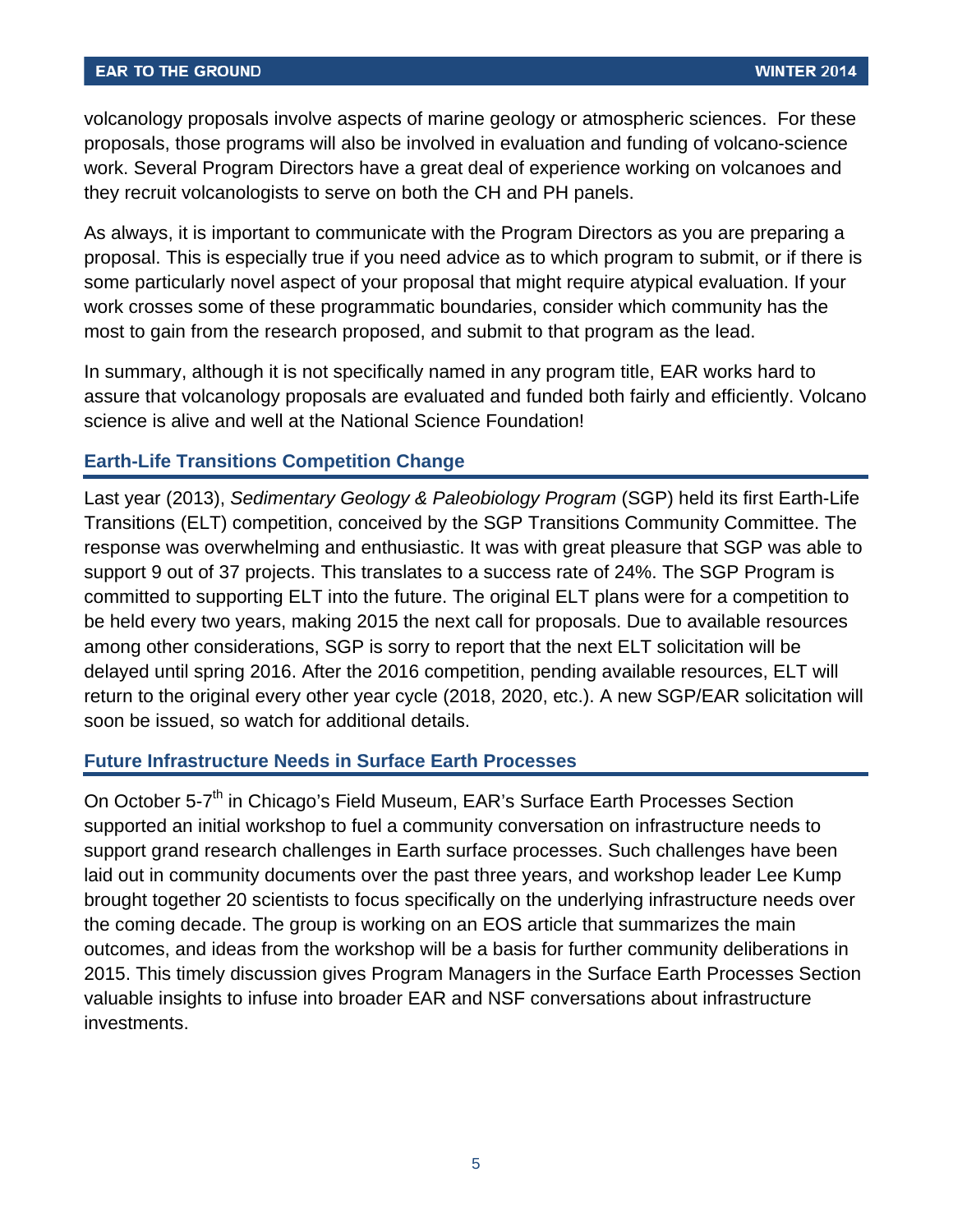volcanology proposals involve aspects of marine geology or atmospheric sciences.  For these proposals, those programs will also be involved in evaluation and funding of volcano-science work. Several Program Directors have a great deal of experience working on volcanoes and they recruit volcanologists to serve on both the CH and PH panels.

As always, it is important to communicate with the Program Directors as you are preparing a proposal. This is especially true if you need advice as to which program to submit, or if there is some particularly novel aspect of your proposal that might require atypical evaluation. If your work crosses some of these programmatic boundaries, consider which community has the most to gain from the research proposed, and submit to that program as the lead.

In summary, although it is not specifically named in any program title, EAR works hard to assure that volcanology proposals are evaluated and funded both fairly and efficiently. Volcano science is alive and well at the National Science Foundation!

## Earth-Life Transitions Competition Change

Last year (2013), *Sedimentary Geology & Paleobiology Program* (SGP) held its first Earth-Life Transitions (ELT) competition, conceived by the SGP Transitions Community Committee. The response was overwhelming and enthusiastic. It was with great pleasure that SGP was able to support 9 out of 37 projects. This translates to a success rate of 24%. The SGP Program is committed to supporting ELT into the future. The original ELT plans were for a competition to be held every two years, making 2015 the next call for proposals. Due to available resources among other considerations, SGP is sorry to report that the next ELT solicitation will be delayed until spring 2016. After the 2016 competition, pending available resources, ELT will return to the original every other year cycle (2018, 2020, etc.). A new SGP/EAR solicitation will soon be issued, so watch for additional details.

## Future Infrastructure Needs in Surface Earth Processes

On October 5-7th in Chicago's Field Museum, EAR's Surface Earth Processes Section supported an initial workshop to fuel a community conversation on infrastructure needs to support grand research challenges in Earth surface processes. Such challenges have been laid out in community documents over the past three years, and workshop leader Lee Kump brought together 20 scientists to focus specifically on the underlying infrastructure needs over the coming decade. The group is working on an EOS article that summarizes the main outcomes, and ideas from the workshop will be a basis for further community deliberations in 2015. This timely discussion gives Program Managers in the Surface Earth Processes Section valuable insights to infuse into broader EAR and NSF conversations about infrastructure investments.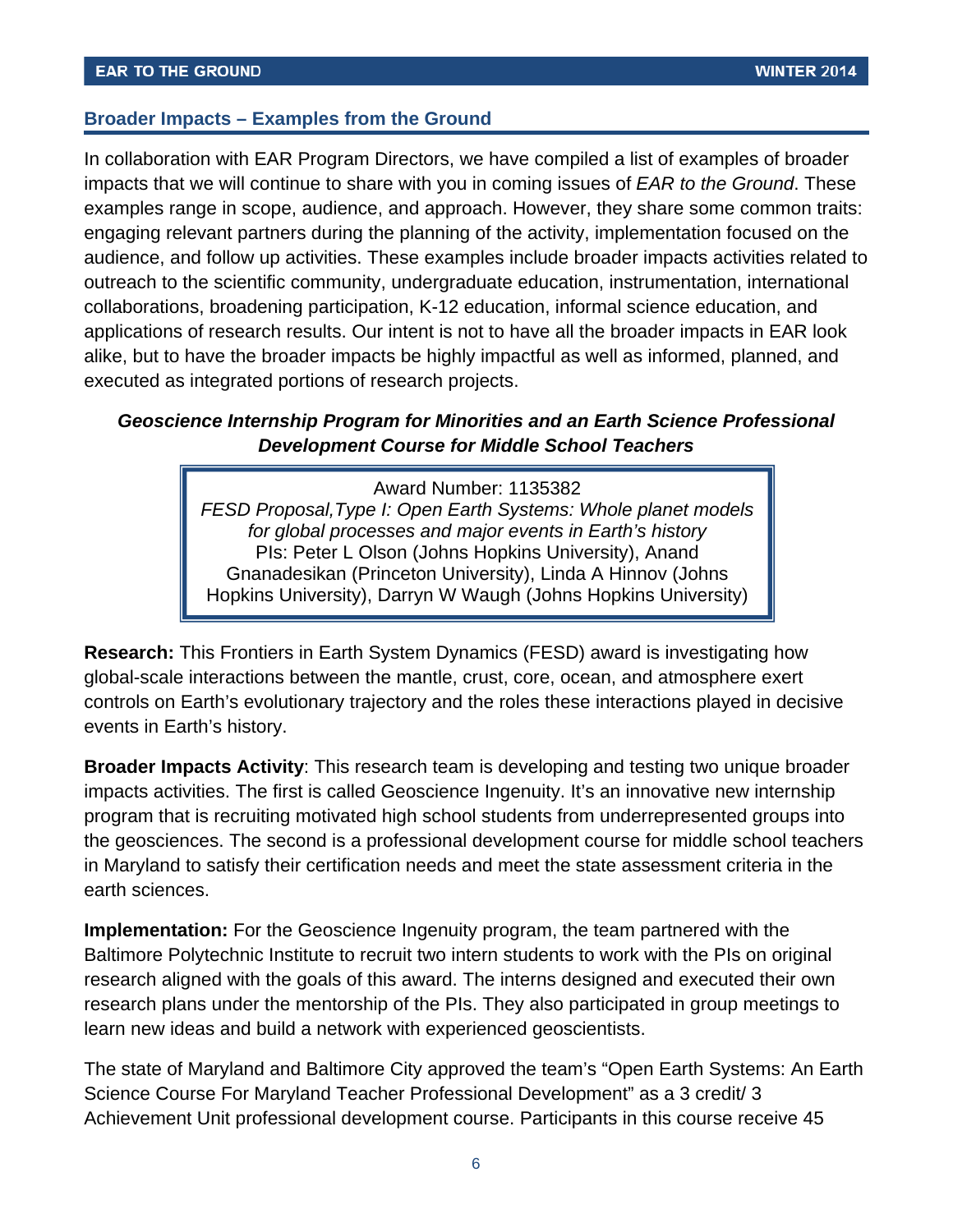## Broader Impacts – Examples from the Ground

In collaboration with EAR Program Directors, we have compiled a list of examples of broader impacts that we will continue to share with you in coming issues of *EAR to the Ground*. These examples range in scope, audience, and approach. However, they share some common traits: engaging relevant partners during the planning of the activity, implementation focused on the audience, and follow up activities. These examples include broader impacts activities related to outreach to the scientific community, undergraduate education, instrumentation, international collaborations, broadening participation, K-12 education, informal science education, and applications of research results. Our intent is not to have all the broader impacts in EAR look alike, but to have the broader impacts be highly impactful as well as informed, planned, and executed as integrated portions of research projects.

### *Geoscience Internship Program for Minorities and an Earth Science Professional Development Course for Middle School Teachers*

> Award Number: 1135382
> *FESD Proposal,Type I: Open Earth Systems: Whole planet models for global processes and major events in Earth's history*
> PIs: Peter L Olson (Johns Hopkins University), Anand Gnanadesikan (Princeton University), Linda A Hinnov (Johns Hopkins University), Darryn W Waugh (Johns Hopkins University)

**Research:** This Frontiers in Earth System Dynamics (FESD) award is investigating how global-scale interactions between the mantle, crust, core, ocean, and atmosphere exert controls on Earth's evolutionary trajectory and the roles these interactions played in decisive events in Earth's history.

**Broader Impacts Activity**: This research team is developing and testing two unique broader impacts activities. The first is called Geoscience Ingenuity. It's an innovative new internship program that is recruiting motivated high school students from underrepresented groups into the geosciences. The second is a professional development course for middle school teachers in Maryland to satisfy their certification needs and meet the state assessment criteria in the earth sciences.

**Implementation:** For the Geoscience Ingenuity program, the team partnered with the Baltimore Polytechnic Institute to recruit two intern students to work with the PIs on original research aligned with the goals of this award. The interns designed and executed their own research plans under the mentorship of the PIs. They also participated in group meetings to learn new ideas and build a network with experienced geoscientists.

The state of Maryland and Baltimore City approved the team's "Open Earth Systems: An Earth Science Course For Maryland Teacher Professional Development" as a 3 credit/ 3 Achievement Unit professional development course. Participants in this course receive 45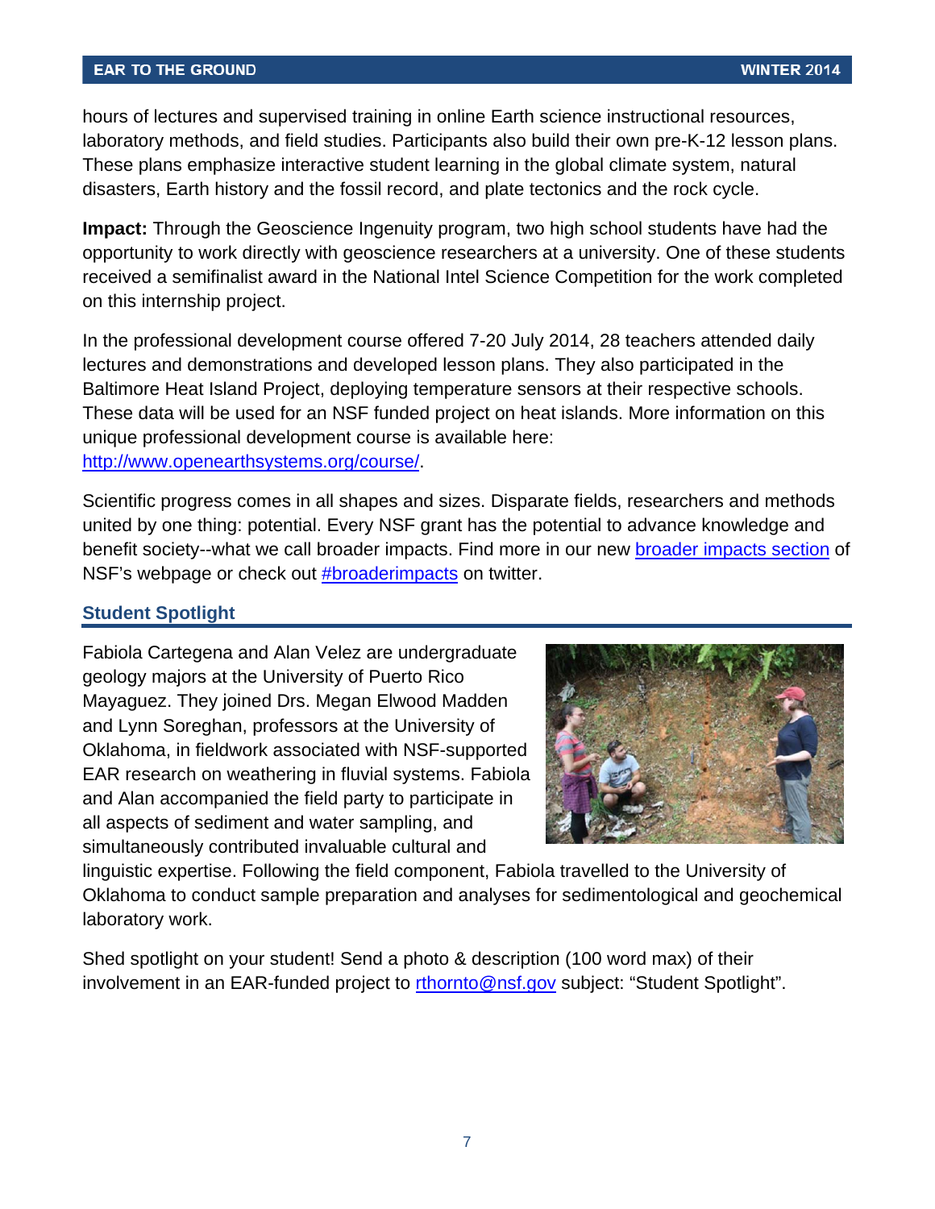hours of lectures and supervised training in online Earth science instructional resources, laboratory methods, and field studies. Participants also build their own pre-K-12 lesson plans. These plans emphasize interactive student learning in the global climate system, natural disasters, Earth history and the fossil record, and plate tectonics and the rock cycle.

**Impact:** Through the Geoscience Ingenuity program, two high school students have had the opportunity to work directly with geoscience researchers at a university. One of these students received a semifinalist award in the National Intel Science Competition for the work completed on this internship project.

In the professional development course offered 7-20 July 2014, 28 teachers attended daily lectures and demonstrations and developed lesson plans. They also participated in the Baltimore Heat Island Project, deploying temperature sensors at their respective schools. These data will be used for an NSF funded project on heat islands. More information on this unique professional development course is available here: http://www.openearthsystems.org/course/.

Scientific progress comes in all shapes and sizes. Disparate fields, researchers and methods united by one thing: potential. Every NSF grant has the potential to advance knowledge and benefit society--what we call broader impacts. Find more in our new broader impacts section of NSF's webpage or check out #broaderimpacts on twitter.

## Student Spotlight

Fabiola Cartegena and Alan Velez are undergraduate geology majors at the University of Puerto Rico Mayaguez. They joined Drs. Megan Elwood Madden and Lynn Soreghan, professors at the University of Oklahoma, in fieldwork associated with NSF-supported EAR research on weathering in fluvial systems. Fabiola and Alan accompanied the field party to participate in all aspects of sediment and water sampling, and simultaneously contributed invaluable cultural and linguistic expertise. Following the field component, Fabiola travelled to the University of Oklahoma to conduct sample preparation and analyses for sedimentological and geochemical laboratory work.

Shed spotlight on your student! Send a photo & description (100 word max) of their involvement in an EAR-funded project to rthornto@nsf.gov subject: "Student Spotlight".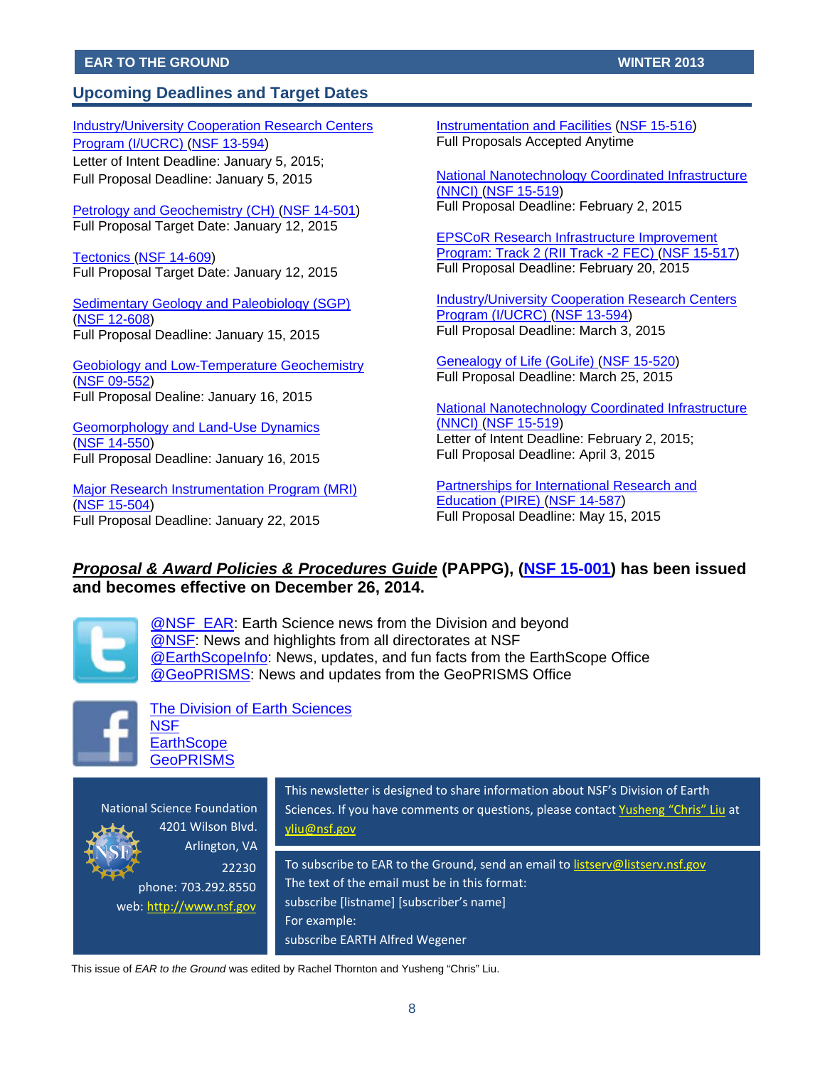## Upcoming Deadlines and Target Dates

Industry/University Cooperation Research Centers Program (I/UCRC) (NSF 13-594)
Letter of Intent Deadline: January 5, 2015;
Full Proposal Deadline: January 5, 2015

Petrology and Geochemistry (CH) (NSF 14-501)
Full Proposal Target Date: January 12, 2015

Tectonics (NSF 14-609)
Full Proposal Target Date: January 12, 2015

Sedimentary Geology and Paleobiology (SGP) (NSF 12-608)
Full Proposal Deadline: January 15, 2015

Geobiology and Low-Temperature Geochemistry (NSF 09-552)
Full Proposal Dealine: January 16, 2015

Geomorphology and Land-Use Dynamics (NSF 14-550)
Full Proposal Deadline: January 16, 2015

Major Research Instrumentation Program (MRI) (NSF 15-504)
Full Proposal Deadline: January 22, 2015

Instrumentation and Facilities (NSF 15-516)
Full Proposals Accepted Anytime

National Nanotechnology Coordinated Infrastructure (NNCI) (NSF 15-519)
Full Proposal Deadline: February 2, 2015

EPSCoR Research Infrastructure Improvement Program: Track 2 (RII Track -2 FEC) (NSF 15-517)
Full Proposal Deadline: February 20, 2015

Industry/University Cooperation Research Centers Program (I/UCRC) (NSF 13-594)
Full Proposal Deadline: March 3, 2015

Genealogy of Life (GoLife) (NSF 15-520)
Full Proposal Deadline: March 25, 2015

National Nanotechnology Coordinated Infrastructure (NNCI) (NSF 15-519)
Letter of Intent Deadline: February 2, 2015;
Full Proposal Deadline: April 3, 2015

Partnerships for International Research and Education (PIRE) (NSF 14-587)
Full Proposal Deadline: May 15, 2015

**_Proposal & Award Policies & Procedures Guide_ (PAPPG), (NSF 15-001) has been issued and becomes effective on December 26, 2014.**

@NSF_EAR: Earth Science news from the Division and beyond
@NSF: News and highlights from all directorates at NSF
@EarthScopeInfo: News, updates, and fun facts from the EarthScope Office
@GeoPRISMS: News and updates from the GeoPRISMS Office

The Division of Earth Sciences
NSF
EarthScope
GeoPRISMS

National Science Foundation
4201 Wilson Blvd.
Arlington, VA
22230
phone: 703.292.8550
web: http://www.nsf.gov

This newsletter is designed to share information about NSF's Division of Earth Sciences. If you have comments or questions, please contact Yusheng "Chris" Liu at yliu@nsf.gov

To subscribe to EAR to the Ground, send an email to listserv@listserv.nsf.gov
The text of the email must be in this format:
subscribe [listname] [subscriber's name]
For example:
subscribe EARTH Alfred Wegener

This issue of *EAR to the Ground* was edited by Rachel Thornton and Yusheng "Chris" Liu.